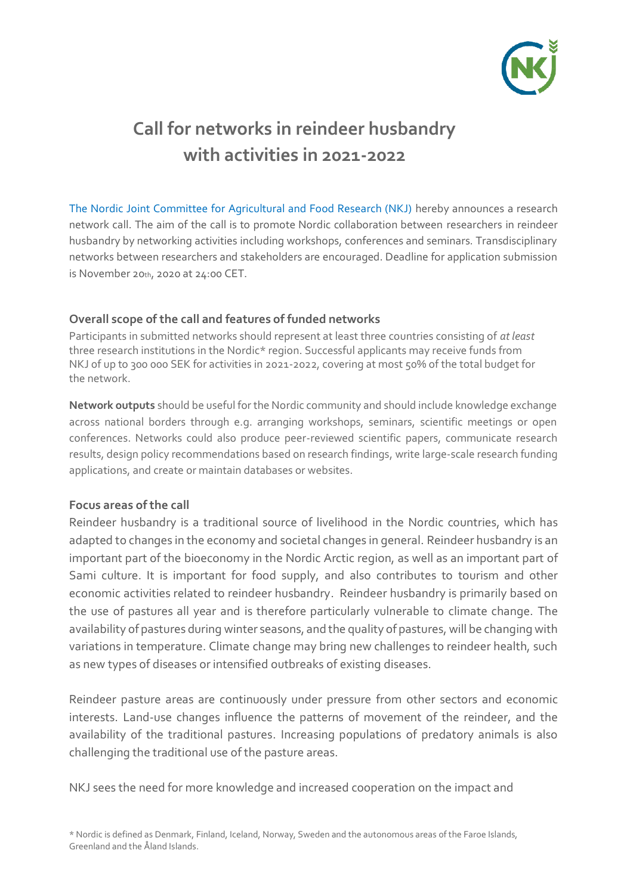# Call for networks in reindeer husbandry with activities in 2021-2022

The Nordic Joint Committee for Agricultural and Food Research (NKJ) hereby announces a research network call. The aim of the call is to promote Nordic collaboration between researchers in reindeer husbandry by networking activities including workshops, conferences and seminars. Transdisciplinary networks between researchers and stakeholders are encouraged. Deadline for application submission is November 20th, 2020 at 24:00 CET.

### Overall scope of the call and features of funded networks

Participants in submitted networks should represent at least three countries consisting of *at least* three research institutions in the Nordic* region. Successful applicants may receive funds from NKJ of up to 300 000 SEK for activities in 2021-2022, covering at most 50% of the total budget for the network.

**Network outputs** should be useful for the Nordic community and should include knowledge exchange across national borders through e.g. arranging workshops, seminars, scientific meetings or open conferences. Networks could also produce peer-reviewed scientific papers, communicate research results, design policy recommendations based on research findings, write large-scale research funding applications, and create or maintain databases or websites.

### Focus areas of the call

Reindeer husbandry is a traditional source of livelihood in the Nordic countries, which has adapted to changes in the economy and societal changes in general. Reindeer husbandry is an important part of the bioeconomy in the Nordic Arctic region, as well as an important part of Sami culture. It is important for food supply, and also contributes to tourism and other economic activities related to reindeer husbandry. Reindeer husbandry is primarily based on the use of pastures all year and is therefore particularly vulnerable to climate change. The availability of pastures during winter seasons, and the quality of pastures, will be changing with variations in temperature. Climate change may bring new challenges to reindeer health, such as new types of diseases or intensified outbreaks of existing diseases.

Reindeer pasture areas are continuously under pressure from other sectors and economic interests. Land-use changes influence the patterns of movement of the reindeer, and the availability of the traditional pastures. Increasing populations of predatory animals is also challenging the traditional use of the pasture areas.

NKJ sees the need for more knowledge and increased cooperation on the impact and

\* Nordic is defined as Denmark, Finland, Iceland, Norway, Sweden and the autonomous areas of the Faroe Islands, Greenland and the Åland Islands.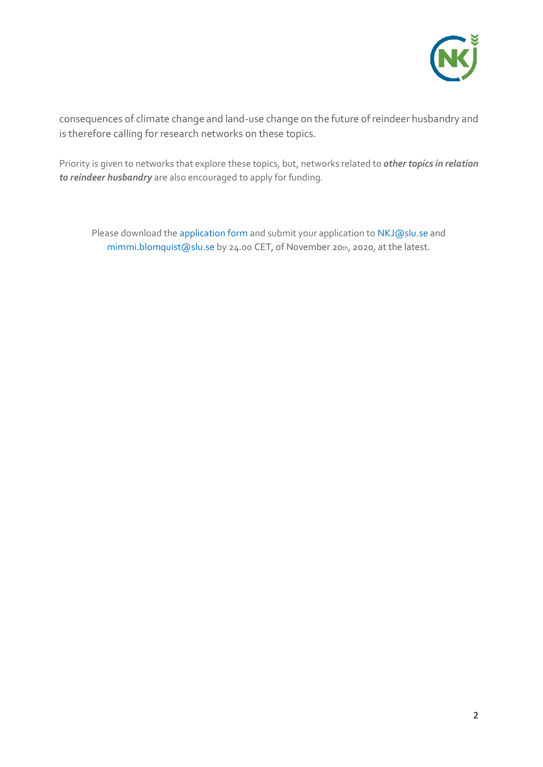consequences of climate change and land-use change on the future of reindeer husbandry and is therefore calling for research networks on these topics.

Priority is given to networks that explore these topics, but, networks related to ***other topics in relation to reindeer husbandry*** are also encouraged to apply for funding.

Please download the application form and submit your application to NKJ@slu.se and mimmi.blomquist@slu.se by 24.00 CET, of November 20th, 2020, at the latest.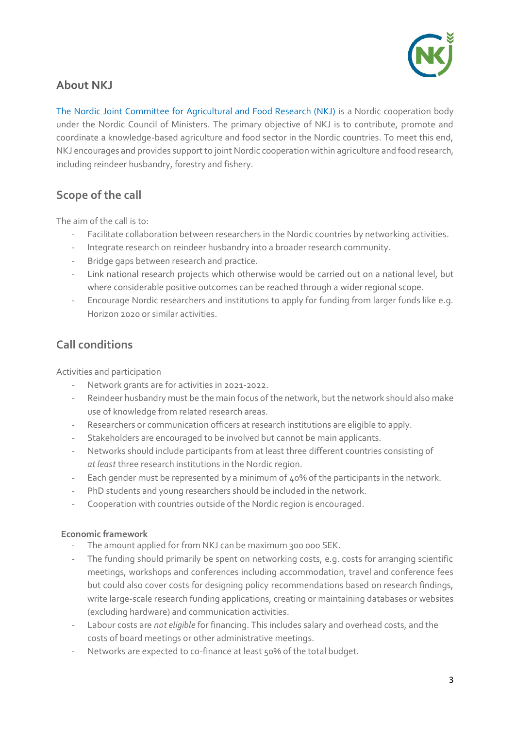## About NKJ

The Nordic Joint Committee for Agricultural and Food Research (NKJ) is a Nordic cooperation body under the Nordic Council of Ministers. The primary objective of NKJ is to contribute, promote and coordinate a knowledge-based agriculture and food sector in the Nordic countries. To meet this end, NKJ encourages and provides support to joint Nordic cooperation within agriculture and food research, including reindeer husbandry, forestry and fishery.

## Scope of the call

The aim of the call is to:

- Facilitate collaboration between researchers in the Nordic countries by networking activities.
- Integrate research on reindeer husbandry into a broader research community.
- Bridge gaps between research and practice.
- Link national research projects which otherwise would be carried out on a national level, but where considerable positive outcomes can be reached through a wider regional scope.
- Encourage Nordic researchers and institutions to apply for funding from larger funds like e.g. Horizon 2020 or similar activities.

## Call conditions

Activities and participation

- Network grants are for activities in 2021-2022.
- Reindeer husbandry must be the main focus of the network, but the network should also make use of knowledge from related research areas.
- Researchers or communication officers at research institutions are eligible to apply.
- Stakeholders are encouraged to be involved but cannot be main applicants.
- Networks should include participants from at least three different countries consisting of *at least* three research institutions in the Nordic region.
- Each gender must be represented by a minimum of 40% of the participants in the network.
- PhD students and young researchers should be included in the network.
- Cooperation with countries outside of the Nordic region is encouraged.

**Economic framework**

- The amount applied for from NKJ can be maximum 300 000 SEK.
- The funding should primarily be spent on networking costs, e.g. costs for arranging scientific meetings, workshops and conferences including accommodation, travel and conference fees but could also cover costs for designing policy recommendations based on research findings, write large-scale research funding applications, creating or maintaining databases or websites (excluding hardware) and communication activities.
- Labour costs are *not eligible* for financing. This includes salary and overhead costs, and the costs of board meetings or other administrative meetings.
- Networks are expected to co-finance at least 50% of the total budget.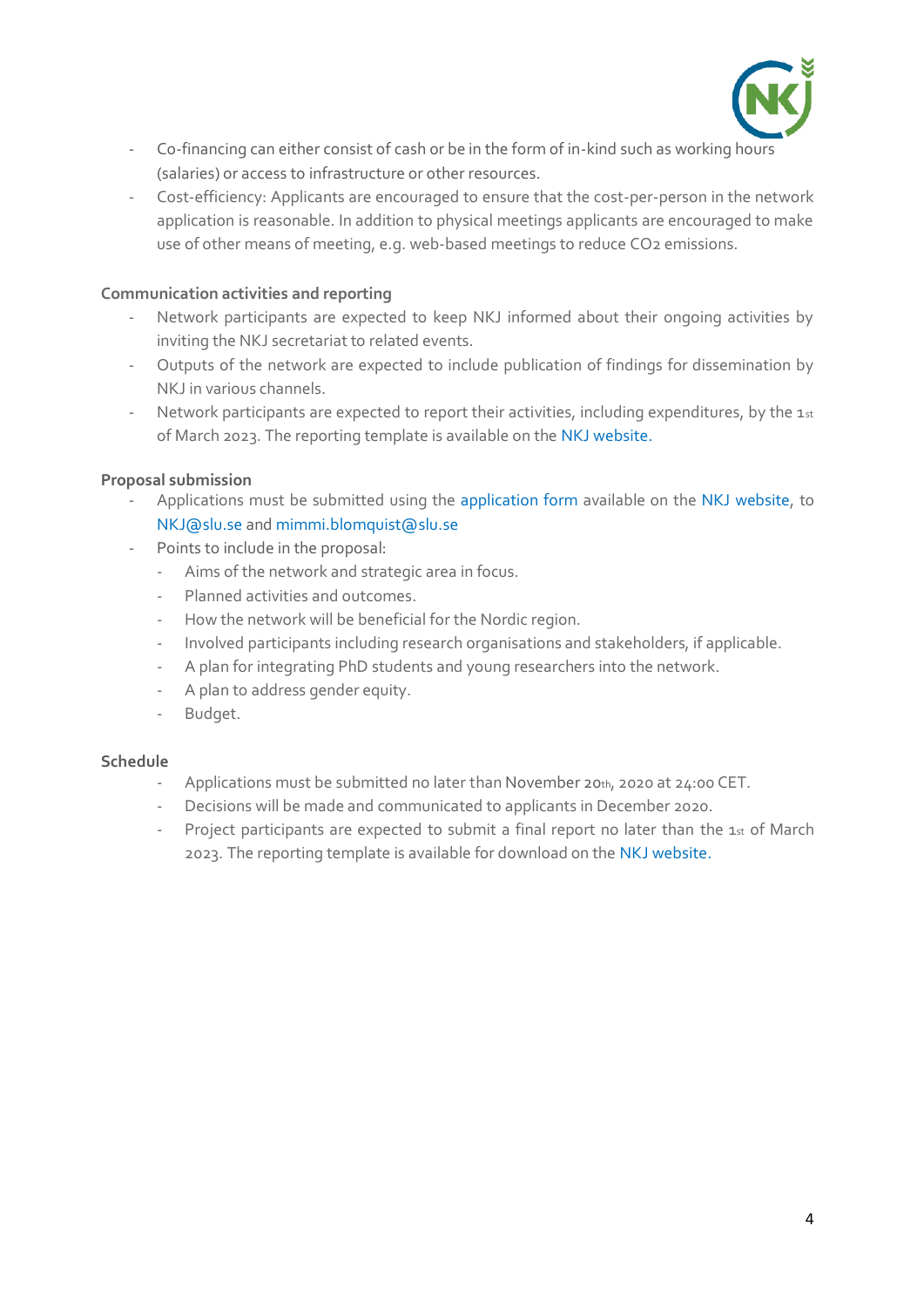- Co-financing can either consist of cash or be in the form of in-kind such as working hours (salaries) or access to infrastructure or other resources.
- Cost-efficiency: Applicants are encouraged to ensure that the cost-per-person in the network application is reasonable. In addition to physical meetings applicants are encouraged to make use of other means of meeting, e.g. web-based meetings to reduce $CO_2$ emissions.

**Communication activities and reporting**

- Network participants are expected to keep NKJ informed about their ongoing activities by inviting the NKJ secretariat to related events.
- Outputs of the network are expected to include publication of findings for dissemination by NKJ in various channels.
- Network participants are expected to report their activities, including expenditures, by the 1st of March 2023. The reporting template is available on the NKJ website.

**Proposal submission**

- Applications must be submitted using the application form available on the NKJ website, to NKJ@slu.se and mimmi.blomquist@slu.se
- Points to include in the proposal:
  - Aims of the network and strategic area in focus.
  - Planned activities and outcomes.
  - How the network will be beneficial for the Nordic region.
  - Involved participants including research organisations and stakeholders, if applicable.
  - A plan for integrating PhD students and young researchers into the network.
  - A plan to address gender equity.
  - Budget.

**Schedule**

- Applications must be submitted no later than November 20th, 2020 at 24:00 CET.
- Decisions will be made and communicated to applicants in December 2020.
- Project participants are expected to submit a final report no later than the 1st of March 2023. The reporting template is available for download on the NKJ website.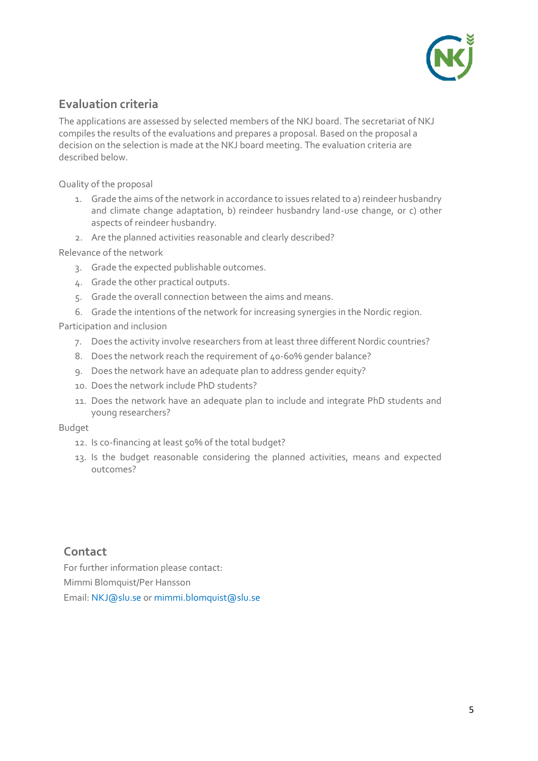## Evaluation criteria

The applications are assessed by selected members of the NKJ board. The secretariat of NKJ compiles the results of the evaluations and prepares a proposal. Based on the proposal a decision on the selection is made at the NKJ board meeting. The evaluation criteria are described below.

Quality of the proposal

1. Grade the aims of the network in accordance to issues related to a) reindeer husbandry and climate change adaptation, b) reindeer husbandry land-use change, or c) other aspects of reindeer husbandry.
2. Are the planned activities reasonable and clearly described?

Relevance of the network

3. Grade the expected publishable outcomes.
4. Grade the other practical outputs.
5. Grade the overall connection between the aims and means.
6. Grade the intentions of the network for increasing synergies in the Nordic region.

Participation and inclusion

7. Does the activity involve researchers from at least three different Nordic countries?
8. Does the network reach the requirement of 40-60% gender balance?
9. Does the network have an adequate plan to address gender equity?
10. Does the network include PhD students?
11. Does the network have an adequate plan to include and integrate PhD students and young researchers?

Budget

12. Is co-financing at least 50% of the total budget?
13. Is the budget reasonable considering the planned activities, means and expected outcomes?

## Contact

For further information please contact:

Mimmi Blomquist/Per Hansson

Email: NKJ@slu.se or mimmi.blomquist@slu.se